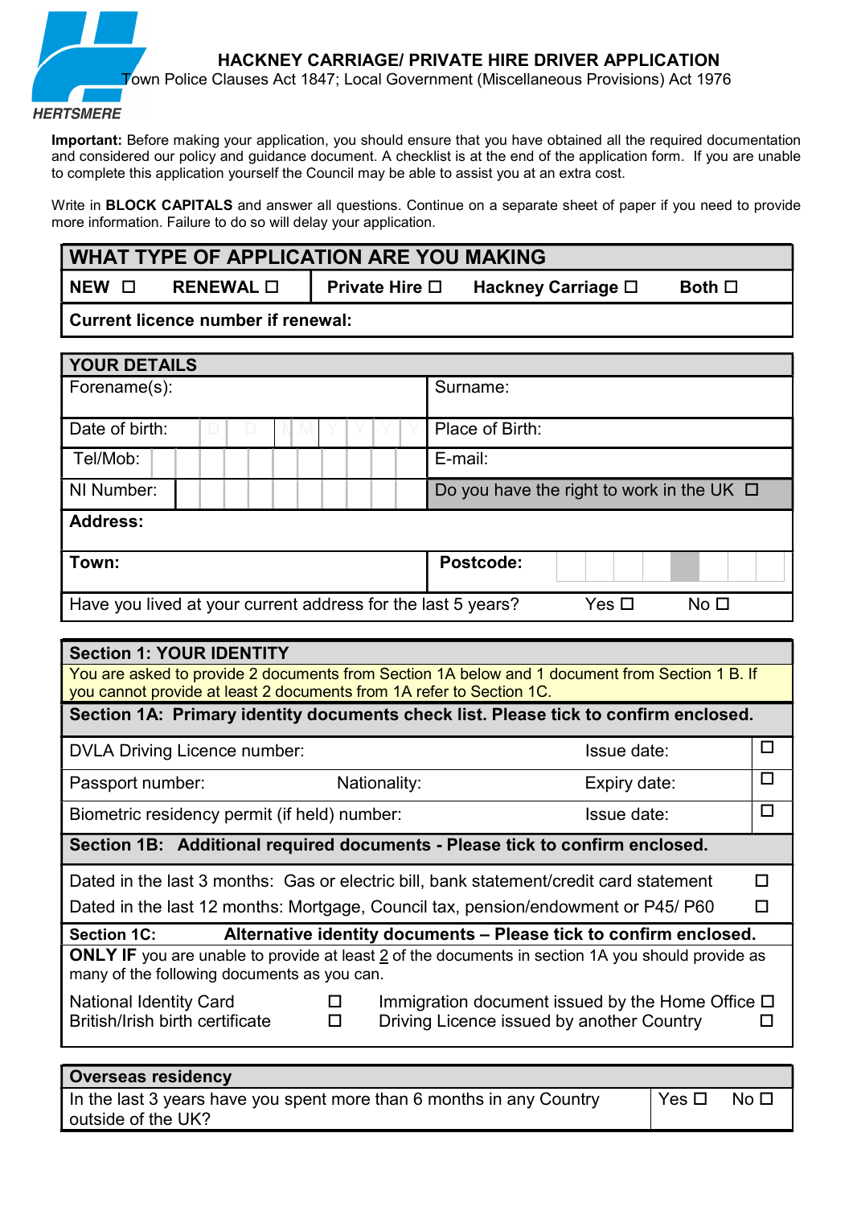HERTSMERE

# HACKNEY CARRIAGE/ PRIVATE HIRE DRIVER APPLICATION

Town Police Clauses Act 1847; Local Government (Miscellaneous Provisions) Act 1976

**Important:** Before making your application, you should ensure that you have obtained all the required documentation and considered our policy and guidance document. A checklist is at the end of the application form. If you are unable to complete this application yourself the Council may be able to assist you at an extra cost.

Write in **BLOCK CAPITALS** and answer all questions. Continue on a separate sheet of paper if you need to provide more information. Failure to do so will delay your application.

| **WHAT TYPE OF APPLICATION ARE YOU MAKING** | | | | |
|---|---|---|---|---|
| **NEW** ☐ | **RENEWAL** ☐ | **Private Hire** ☐ | **Hackney Carriage** ☐ | **Both** ☐ |
| **Current licence number if renewal:** | | | | |

| **YOUR DETAILS** | |
|---|---|
| Forename(s): | Surname: |
| Date of birth: D D M M Y Y Y Y | Place of Birth: |
| Tel/Mob: | E-mail: |
| NI Number: | Do you have the right to work in the UK ☐ |
| **Address:** | |
| **Town:** | **Postcode:** |
| Have you lived at your current address for the last 5 years? Yes ☐ No ☐ | |

| **Section 1: YOUR IDENTITY** | | | |
|---|---|---|---|
| You are asked to provide 2 documents from Section 1A below and 1 document from Section 1 B. If you cannot provide at least 2 documents from 1A refer to Section 1C. | | | |
| **Section 1A: Primary identity documents check list. Please tick to confirm enclosed.** | | | |
| DVLA Driving Licence number: | | Issue date: | ☐ |
| Passport number: | Nationality: | Expiry date: | ☐ |
| Biometric residency permit (if held) number: | | Issue date: | ☐ |
| **Section 1B: Additional required documents - Please tick to confirm enclosed.** | | | |
| Dated in the last 3 months: Gas or electric bill, bank statement/credit card statement | | | ☐ |
| Dated in the last 12 months: Mortgage, Council tax, pension/endowment or P45/ P60 | | | ☐ |
| **Section 1C: Alternative identity documents – Please tick to confirm enclosed.** | | | |
| **ONLY IF** you are unable to provide at least 2 of the documents in section 1A you should provide as many of the following documents as you can. | | | |
| National Identity Card ☐ | | Immigration document issued by the Home Office | ☐ |
| British/Irish birth certificate ☐ | | Driving Licence issued by another Country | ☐ |

| **Overseas residency** | | |
|---|---|---|
| In the last 3 years have you spent more than 6 months in any Country outside of the UK? | Yes ☐ | No ☐ |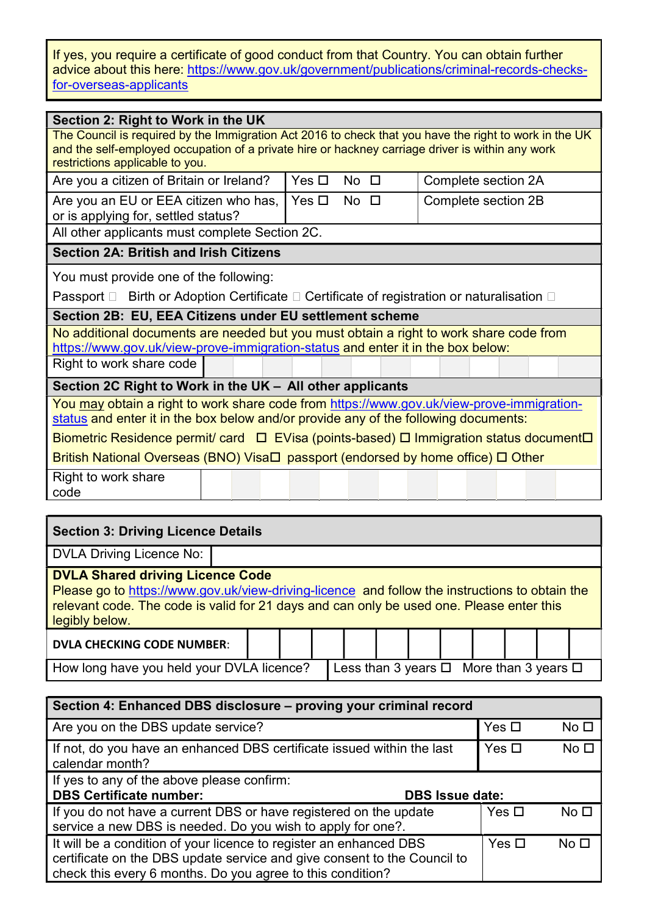If yes, you require a certificate of good conduct from that Country. You can obtain further advice about this here: https://www.gov.uk/government/publications/criminal-records-checks-for-overseas-applicants

| **Section 2: Right to Work in the UK** | | |
|---|---|---|
| The Council is required by the Immigration Act 2016 to check that you have the right to work in the UK and the self-employed occupation of a private hire or hackney carriage driver is within any work restrictions applicable to you. | | |
| Are you a citizen of Britain or Ireland? | Yes ☐ No ☐ | Complete section 2A |
| Are you an EU or EEA citizen who has, or is applying for, settled status? | Yes ☐ No ☐ | Complete section 2B |
| All other applicants must complete Section 2C. | | |

| **Section 2A: British and Irish Citizens** |
|---|
| You must provide one of the following: |
| Passport ☐ Birth or Adoption Certificate ☐ Certificate of registration or naturalisation ☐ |

| **Section 2B: EU, EEA Citizens under EU settlement scheme** | | | | | | | | | | | | | |
|---|---|---|---|---|---|---|---|---|---|---|---|---|---|
| No additional documents are needed but you must obtain a right to work share code from https://www.gov.uk/view-prove-immigration-status and enter it in the box below: | | | | | | | | | | | | | |
| Right to work share code | | | | | | | | | | | | | |

| **Section 2C Right to Work in the UK – All other applicants** | | | | | | | | | | | | | |
|---|---|---|---|---|---|---|---|---|---|---|---|---|---|
| You may obtain a right to work share code from https://www.gov.uk/view-prove-immigration-status and enter it in the box below and/or provide any of the following documents: | | | | | | | | | | | | | |
| Biometric Residence permit/ card ☐ EVisa (points-based) ☐ Immigration status document☐ | | | | | | | | | | | | | |
| British National Overseas (BNO) Visa☐ passport (endorsed by home office) ☐ Other | | | | | | | | | | | | | |
| Right to work share code | | | | | | | | | | | | | |

| **Section 3: Driving Licence Details** | | | | | | | | | | | |
|---|---|---|---|---|---|---|---|---|---|---|---|
| DVLA Driving Licence No: | | | | | | | | | | | |
| **DVLA Shared driving Licence Code** Please go to https://www.gov.uk/view-driving-licence and follow the instructions to obtain the relevant code. The code is valid for 21 days and can only be used one. Please enter this legibly below. | | | | | | | | | | | |
| **DVLA CHECKING CODE NUMBER:** | | | | | | | | | | | |
| How long have you held your DVLA licence? | Less than 3 years ☐ More than 3 years ☐ | | | | | | | | | | |

| **Section 4: Enhanced DBS disclosure – proving your criminal record** | | |
|---|---|---|
| Are you on the DBS update service? | Yes ☐ | No ☐ |
| If not, do you have an enhanced DBS certificate issued within the last calendar month? | Yes ☐ | No ☐ |
| If yes to any of the above please confirm: **DBS Certificate number:** **DBS Issue date:** | | |
| If you do not have a current DBS or have registered on the update service a new DBS is needed. Do you wish to apply for one?. | Yes ☐ | No ☐ |
| It will be a condition of your licence to register an enhanced DBS certificate on the DBS update service and give consent to the Council to check this every 6 months. Do you agree to this condition? | Yes ☐ | No ☐ |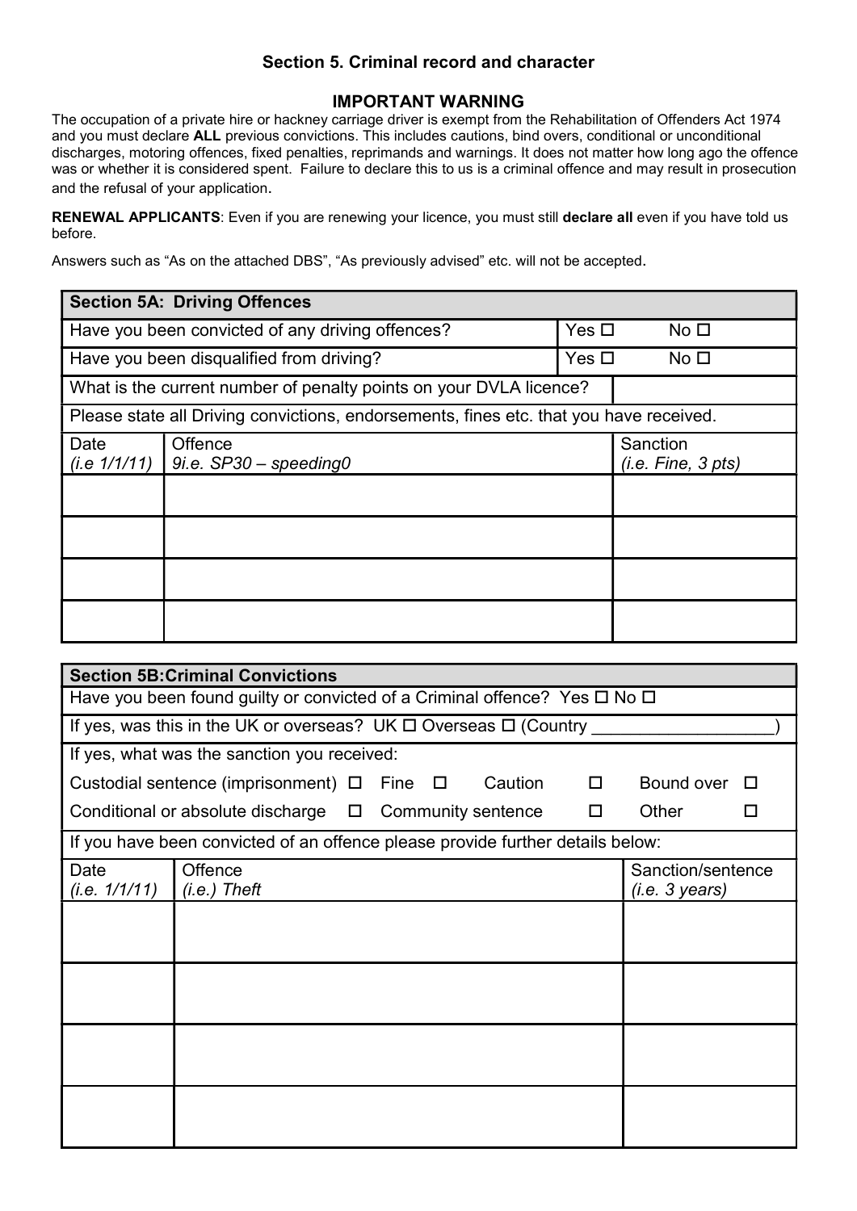## Section 5. Criminal record and character

### IMPORTANT WARNING

The occupation of a private hire or hackney carriage driver is exempt from the Rehabilitation of Offenders Act 1974 and you must declare **ALL** previous convictions. This includes cautions, bind overs, conditional or unconditional discharges, motoring offences, fixed penalties, reprimands and warnings. It does not matter how long ago the offence was or whether it is considered spent. Failure to declare this to us is a criminal offence and may result in prosecution and the refusal of your application.

**RENEWAL APPLICANTS**: Even if you are renewing your licence, you must still **declare all** even if you have told us before.

Answers such as "As on the attached DBS", "As previously advised" etc. will not be accepted.

| **Section 5A: Driving Offences** | | |
|---|---|---|
| Have you been convicted of any driving offences? | Yes ☐ | No ☐ |
| Have you been disqualified from driving? | Yes ☐ | No ☐ |
| What is the current number of penalty points on your DVLA licence? | | |
| Please state all Driving convictions, endorsements, fines etc. that you have received. | | |

| Date *(i.e 1/1/11)* | Offence *9i.e. SP30 – speeding0* | Sanction *(i.e. Fine, 3 pts)* |
|---|---|---|
| | | |
| | | |
| | | |
| | | |

| **Section 5B:Criminal Convictions** |
|---|
| Have you been found guilty or convicted of a Criminal offence? Yes ☐ No ☐ |
| If yes, was this in the UK or overseas? UK ☐ Overseas ☐ (Country ___________________) |
| If yes, what was the sanction you received: |
| Custodial sentence (imprisonment) ☐ Fine ☐ Caution ☐ Bound over ☐ |
| Conditional or absolute discharge ☐ Community sentence ☐ Other ☐ |
| If you have been convicted of an offence please provide further details below: |

| Date *(i.e. 1/1/11)* | Offence *(i.e.) Theft* | Sanction/sentence *(i.e. 3 years)* |
|---|---|---|
| | | |
| | | |
| | | |
| | | |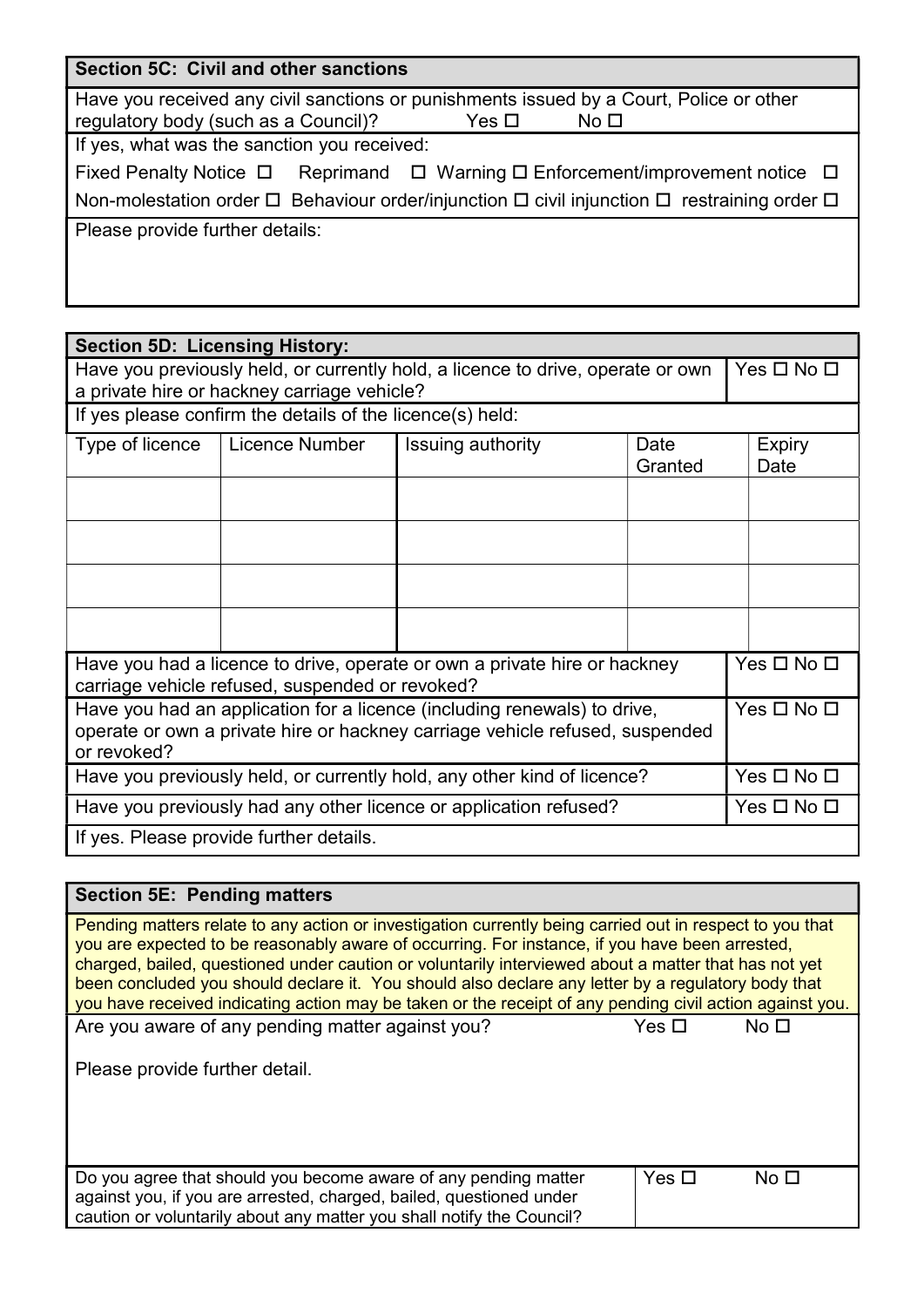## Section 5C: Civil and other sanctions

Have you received any civil sanctions or punishments issued by a Court, Police or other regulatory body (such as a Council)? Yes ☐ No ☐

If yes, what was the sanction you received:

Fixed Penalty Notice ☐ Reprimand ☐ Warning ☐ Enforcement/improvement notice ☐

Non-molestation order ☐ Behaviour order/injunction ☐ civil injunction ☐ restraining order ☐

Please provide further details:

## Section 5D: Licensing History:

| Have you previously held, or currently hold, a licence to drive, operate or own a private hire or hackney carriage vehicle? | Yes ☐ No ☐ |
|---|---|

If yes please confirm the details of the licence(s) held:

| Type of licence | Licence Number | Issuing authority | Date Granted | Expiry Date |
|---|---|---|---|---|
| | | | | |
| | | | | |
| | | | | |
| | | | | |

| Question | Answer |
|---|---|
| Have you had a licence to drive, operate or own a private hire or hackney carriage vehicle refused, suspended or revoked? | Yes ☐ No ☐ |
| Have you had an application for a licence (including renewals) to drive, operate or own a private hire or hackney carriage vehicle refused, suspended or revoked? | Yes ☐ No ☐ |
| Have you previously held, or currently hold, any other kind of licence? | Yes ☐ No ☐ |
| Have you previously had any other licence or application refused? | Yes ☐ No ☐ |

If yes. Please provide further details.

## Section 5E: Pending matters

Pending matters relate to any action or investigation currently being carried out in respect to you that you are expected to be reasonably aware of occurring. For instance, if you have been arrested, charged, bailed, questioned under caution or voluntarily interviewed about a matter that has not yet been concluded you should declare it. You should also declare any letter by a regulatory body that you have received indicating action may be taken or the receipt of any pending civil action against you.

Are you aware of any pending matter against you? Yes ☐ No ☐

Please provide further detail.

| Do you agree that should you become aware of any pending matter against you, if you are arrested, charged, bailed, questioned under caution or voluntarily about any matter you shall notify the Council? | Yes ☐ | No ☐ |
|---|---|---|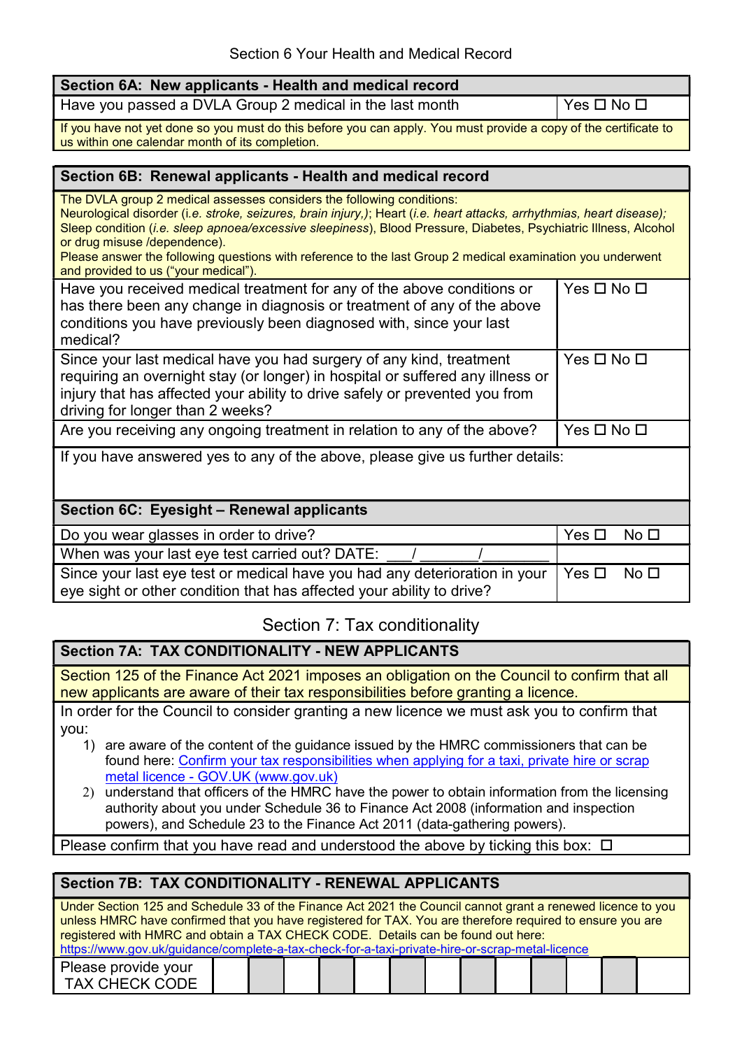# Section 6 Your Health and Medical Record

| **Section 6A: New applicants - Health and medical record** | |
|---|---|
| Have you passed a DVLA Group 2 medical in the last month | Yes ☐ No ☐ |
| If you have not yet done so you must do this before you can apply. You must provide a copy of the certificate to us within one calendar month of its completion. | |

| **Section 6B: Renewal applicants - Health and medical record** | |
|---|---|
| The DVLA group 2 medical assesses considers the following conditions: Neurological disorder (i.e. *stroke, seizures, brain injury,)*; Heart (*i.e. heart attacks, arrhythmias, heart disease);* Sleep condition (*i.e. sleep apnoea/excessive sleepiness*), Blood Pressure, Diabetes, Psychiatric Illness, Alcohol or drug misuse /dependence). Please answer the following questions with reference to the last Group 2 medical examination you underwent and provided to us ("your medical"). | |
| Have you received medical treatment for any of the above conditions or has there been any change in diagnosis or treatment of any of the above conditions you have previously been diagnosed with, since your last medical? | Yes ☐ No ☐ |
| Since your last medical have you had surgery of any kind, treatment requiring an overnight stay (or longer) in hospital or suffered any illness or injury that has affected your ability to drive safely or prevented you from driving for longer than 2 weeks? | Yes ☐ No ☐ |
| Are you receiving any ongoing treatment in relation to any of the above? | Yes ☐ No ☐ |
| If you have answered yes to any of the above, please give us further details: | |

| **Section 6C: Eyesight – Renewal applicants** | |
|---|---|
| Do you wear glasses in order to drive? | Yes ☐ No ☐ |
| When was your last eye test carried out? DATE: ___/_______/________ | |
| Since your last eye test or medical have you had any deterioration in your eye sight or other condition that has affected your ability to drive? | Yes ☐ No ☐ |

# Section 7: Tax conditionality

**Section 7A: TAX CONDITIONALITY - NEW APPLICANTS**

Section 125 of the Finance Act 2021 imposes an obligation on the Council to confirm that all new applicants are aware of their tax responsibilities before granting a licence.

In order for the Council to consider granting a new licence we must ask you to confirm that you:

1) are aware of the content of the guidance issued by the HMRC commissioners that can be found here: [Confirm your tax responsibilities when applying for a taxi, private hire or scrap metal licence - GOV.UK (www.gov.uk)](https://www.gov.uk)
2) understand that officers of the HMRC have the power to obtain information from the licensing authority about you under Schedule 36 to Finance Act 2008 (information and inspection powers), and Schedule 23 to the Finance Act 2011 (data-gathering powers).

Please confirm that you have read and understood the above by ticking this box: ☐

**Section 7B: TAX CONDITIONALITY - RENEWAL APPLICANTS**

Under Section 125 and Schedule 33 of the Finance Act 2021 the Council cannot grant a renewed licence to you unless HMRC have confirmed that you have registered for TAX. You are therefore required to ensure you are registered with HMRC and obtain a TAX CHECK CODE. Details can be found out here: https://www.gov.uk/guidance/complete-a-tax-check-for-a-taxi-private-hire-or-scrap-metal-licence

| Please provide your TAX CHECK CODE | | | | | | | | | | | | |
|---|---|---|---|---|---|---|---|---|---|---|---|---|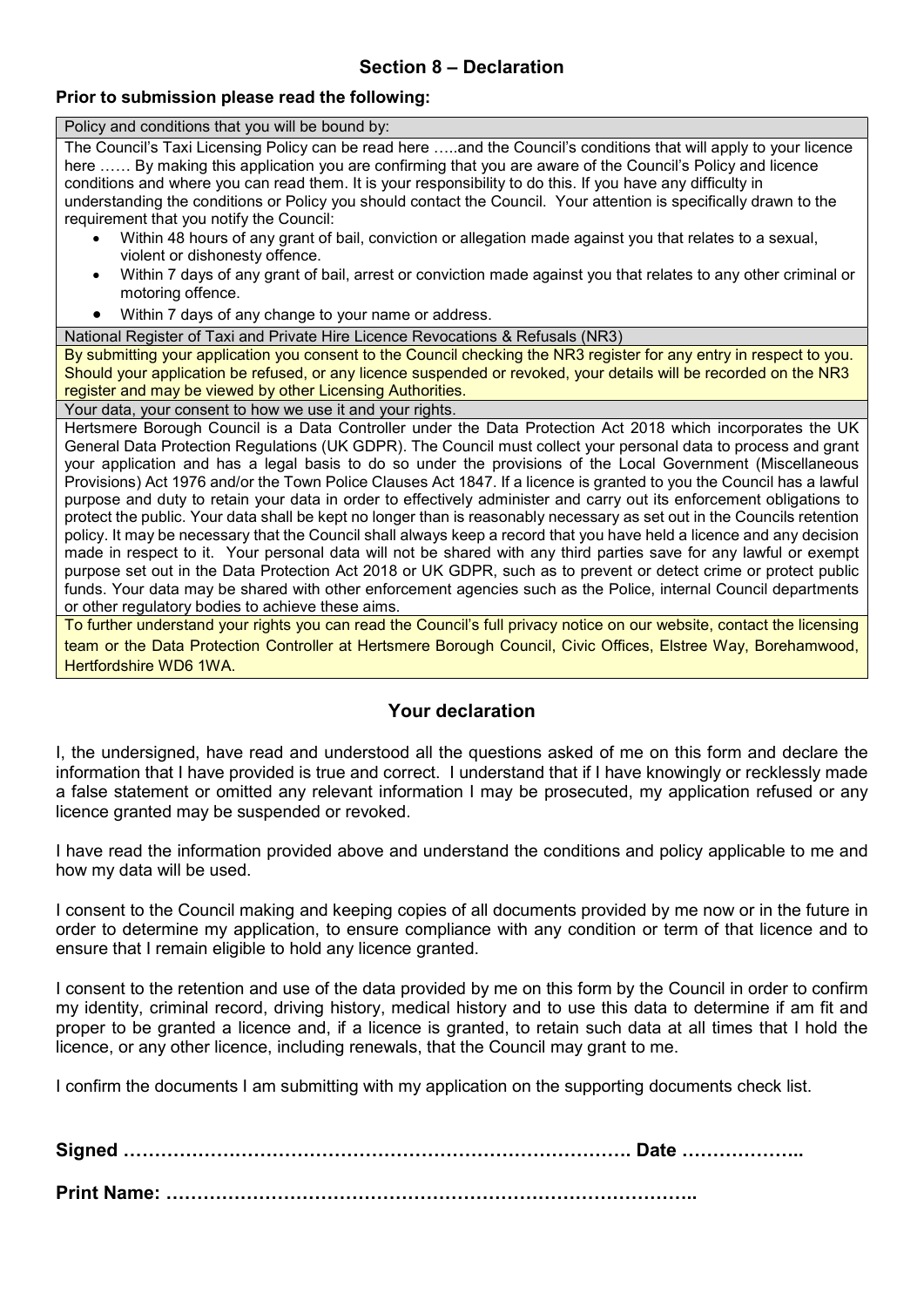## Section 8 – Declaration

**Prior to submission please read the following:**

| Policy and conditions that you will be bound by: |
|---|
| The Council's Taxi Licensing Policy can be read here …..and the Council's conditions that will apply to your licence here …… By making this application you are confirming that you are aware of the Council's Policy and licence conditions and where you can read them. It is your responsibility to do this. If you have any difficulty in understanding the conditions or Policy you should contact the Council. Your attention is specifically drawn to the requirement that you notify the Council:<br>• Within 48 hours of any grant of bail, conviction or allegation made against you that relates to a sexual, violent or dishonesty offence.<br>• Within 7 days of any grant of bail, arrest or conviction made against you that relates to any other criminal or motoring offence.<br>• Within 7 days of any change to your name or address. |
| National Register of Taxi and Private Hire Licence Revocations & Refusals (NR3) |
| By submitting your application you consent to the Council checking the NR3 register for any entry in respect to you. Should your application be refused, or any licence suspended or revoked, your details will be recorded on the NR3 register and may be viewed by other Licensing Authorities. |
| Your data, your consent to how we use it and your rights. |
| Hertsmere Borough Council is a Data Controller under the Data Protection Act 2018 which incorporates the UK General Data Protection Regulations (UK GDPR). The Council must collect your personal data to process and grant your application and has a legal basis to do so under the provisions of the Local Government (Miscellaneous Provisions) Act 1976 and/or the Town Police Clauses Act 1847. If a licence is granted to you the Council has a lawful purpose and duty to retain your data in order to effectively administer and carry out its enforcement obligations to protect the public. Your data shall be kept no longer than is reasonably necessary as set out in the Councils retention policy. It may be necessary that the Council shall always keep a record that you have held a licence and any decision made in respect to it. Your personal data will not be shared with any third parties save for any lawful or exempt purpose set out in the Data Protection Act 2018 or UK GDPR, such as to prevent or detect crime or protect public funds. Your data may be shared with other enforcement agencies such as the Police, internal Council departments or other regulatory bodies to achieve these aims. |
| To further understand your rights you can read the Council's full privacy notice on our website, contact the licensing team or the Data Protection Controller at Hertsmere Borough Council, Civic Offices, Elstree Way, Borehamwood, Hertfordshire WD6 1WA. |

### Your declaration

I, the undersigned, have read and understood all the questions asked of me on this form and declare the information that I have provided is true and correct. I understand that if I have knowingly or recklessly made a false statement or omitted any relevant information I may be prosecuted, my application refused or any licence granted may be suspended or revoked.

I have read the information provided above and understand the conditions and policy applicable to me and how my data will be used.

I consent to the Council making and keeping copies of all documents provided by me now or in the future in order to determine my application, to ensure compliance with any condition or term of that licence and to ensure that I remain eligible to hold any licence granted.

I consent to the retention and use of the data provided by me on this form by the Council in order to confirm my identity, criminal record, driving history, medical history and to use this data to determine if am fit and proper to be granted a licence and, if a licence is granted, to retain such data at all times that I hold the licence, or any other licence, including renewals, that the Council may grant to me.

I confirm the documents I am submitting with my application on the supporting documents check list.

**Signed ………………………………………………………………………. Date ………………..**

**Print Name: ………………………………………………………………………..**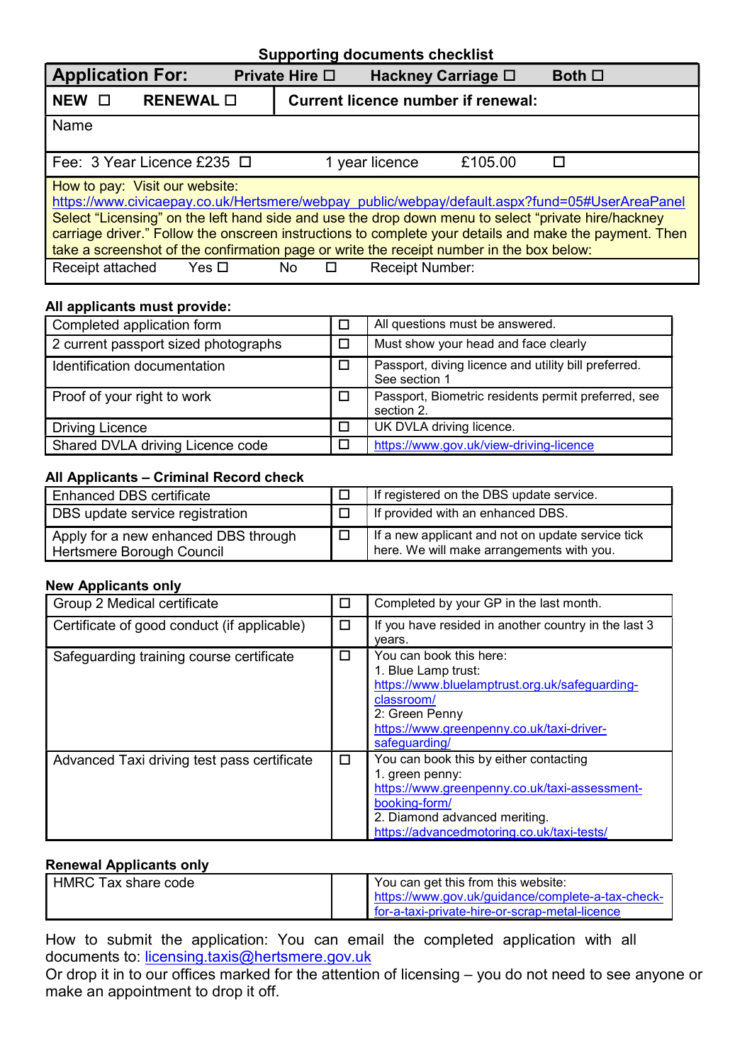**Supporting documents checklist**

| | | | |
|---|---|---|---|
| **Application For:** | **Private Hire ☐** | **Hackney Carriage ☐** | **Both ☐** |
| **NEW ☐ RENEWAL ☐** | **Current licence number if renewal:** | | |
| Name | | | |
| Fee: 3 Year Licence £235 ☐ | 1 year licence £105.00 ☐ | | |
| How to pay: Visit our website: https://www.civicaepay.co.uk/Hertsmere/webpay_public/webpay/default.aspx?fund=05#UserAreaPanel Select "Licensing" on the left hand side and use the drop down menu to select "private hire/hackney carriage driver." Follow the onscreen instructions to complete your details and make the payment. Then take a screenshot of the confirmation page or write the receipt number in the box below: | | | |
| Receipt attached Yes ☐ No ☐ | Receipt Number: | | |

**All applicants must provide:**

| | | |
|---|---|---|
| Completed application form | ☐ | All questions must be answered. |
| 2 current passport sized photographs | ☐ | Must show your head and face clearly |
| Identification documentation | ☐ | Passport, diving licence and utility bill preferred. See section 1 |
| Proof of your right to work | ☐ | Passport, Biometric residents permit preferred, see section 2. |
| Driving Licence | ☐ | UK DVLA driving licence. |
| Shared DVLA driving Licence code | ☐ | https://www.gov.uk/view-driving-licence |

**All Applicants – Criminal Record check**

| | | |
|---|---|---|
| Enhanced DBS certificate | ☐ | If registered on the DBS update service. |
| DBS update service registration | ☐ | If provided with an enhanced DBS. |
| Apply for a new enhanced DBS through Hertsmere Borough Council | ☐ | If a new applicant and not on update service tick here. We will make arrangements with you. |

**New Applicants only**

| | | |
|---|---|---|
| Group 2 Medical certificate | ☐ | Completed by your GP in the last month. |
| Certificate of good conduct (if applicable) | ☐ | If you have resided in another country in the last 3 years. |
| Safeguarding training course certificate | ☐ | You can book this here:<br>1. Blue Lamp trust: https://www.bluelamptrust.org.uk/safeguarding-classroom/<br>2: Green Penny https://www.greenpenny.co.uk/taxi-driver-safeguarding/ |
| Advanced Taxi driving test pass certificate | ☐ | You can book this by either contacting<br>1. green penny: https://www.greenpenny.co.uk/taxi-assessment-booking-form/<br>2. Diamond advanced meriting. https://advancedmotoring.co.uk/taxi-tests/ |

**Renewal Applicants only**

| | | |
|---|---|---|
| HMRC Tax share code | | You can get this from this website: https://www.gov.uk/guidance/complete-a-tax-check-for-a-taxi-private-hire-or-scrap-metal-licence |

How to submit the application: You can email the completed application with all documents to: licensing.taxis@hertsmere.gov.uk
Or drop it in to our offices marked for the attention of licensing – you do not need to see anyone or make an appointment to drop it off.